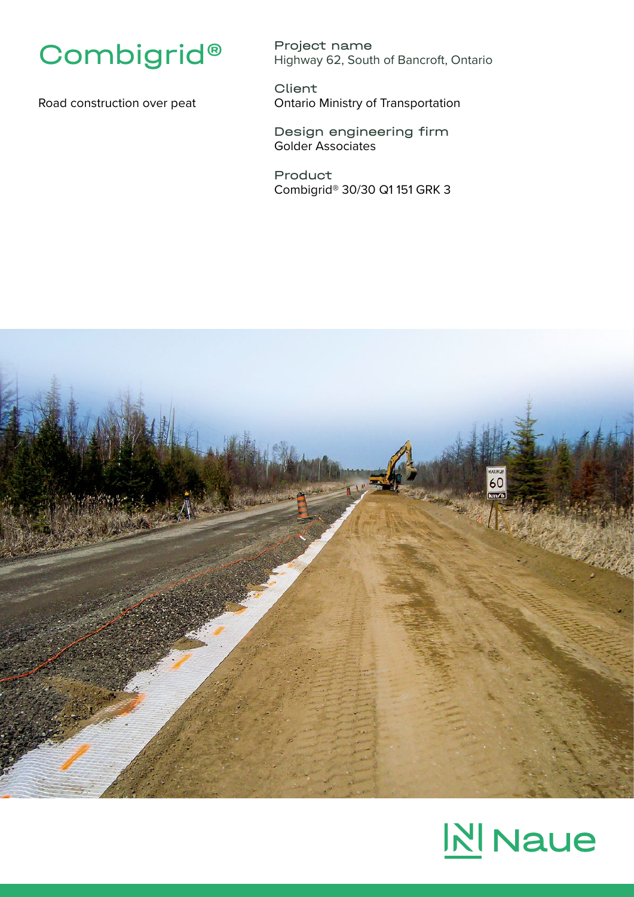# Combigrid®

Road construction over peat

**Project name**
Highway 62, South of Bancroft, Ontario

**Client**
Ontario Ministry of Transportation

**Design engineering firm**
Golder Associates

**Product**
Combigrid® 30/30 Q1 151 GRK 3

Naue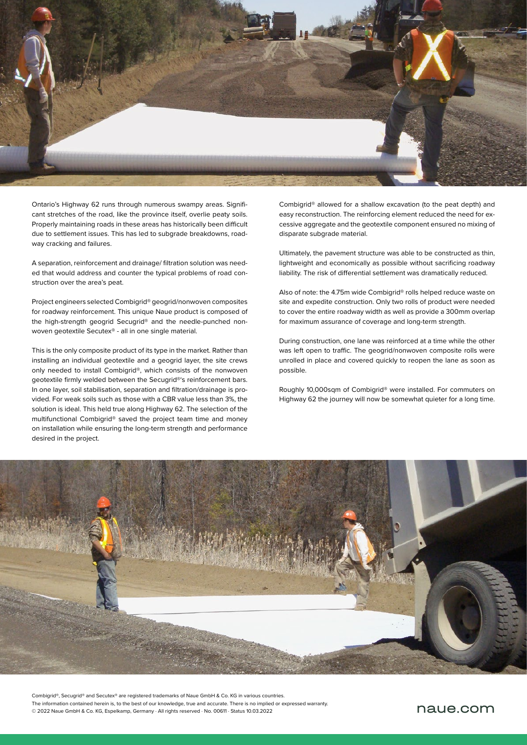Ontario's Highway 62 runs through numerous swampy areas. Significant stretches of the road, like the province itself, overlie peaty soils. Properly maintaining roads in these areas has historically been difficult due to settlement issues. This has led to subgrade breakdowns, roadway cracking and failures.

A separation, reinforcement and drainage/ filtration solution was needed that would address and counter the typical problems of road construction over the area's peat.

Project engineers selected Combigrid® geogrid/nonwoven composites for roadway reinforcement. This unique Naue product is composed of the high-strength geogrid Secugrid® and the needle-punched nonwoven geotextile Secutex® - all in one single material.

This is the only composite product of its type in the market. Rather than installing an individual geotextile and a geogrid layer, the site crews only needed to install Combigrid®, which consists of the nonwoven geotextile firmly welded between the Secugrid®'s reinforcement bars. In one layer, soil stabilisation, separation and filtration/drainage is provided. For weak soils such as those with a CBR value less than 3%, the solution is ideal. This held true along Highway 62. The selection of the multifunctional Combigrid® saved the project team time and money on installation while ensuring the long-term strength and performance desired in the project.

Combigrid® allowed for a shallow excavation (to the peat depth) and easy reconstruction. The reinforcing element reduced the need for excessive aggregate and the geotextile component ensured no mixing of disparate subgrade material.

Ultimately, the pavement structure was able to be constructed as thin, lightweight and economically as possible without sacrificing roadway liability. The risk of differential settlement was dramatically reduced.

Also of note: the 4.75m wide Combigrid® rolls helped reduce waste on site and expedite construction. Only two rolls of product were needed to cover the entire roadway width as well as provide a 300mm overlap for maximum assurance of coverage and long-term strength.

During construction, one lane was reinforced at a time while the other was left open to traffic. The geogrid/nonwoven composite rolls were unrolled in place and covered quickly to reopen the lane as soon as possible.

Roughly 10,000sqm of Combigrid® were installed. For commuters on Highway 62 the journey will now be somewhat quieter for a long time.

Combigrid®, Secugrid® and Secutex® are registered trademarks of Naue GmbH & Co. KG in various countries.
The information contained herein is, to the best of our knowledge, true and accurate. There is no implied or expressed warranty.
© 2022 Naue GmbH & Co. KG, Espelkamp, Germany · All rights reserved · No. 00611 · Status 10.03.2022

naue.com